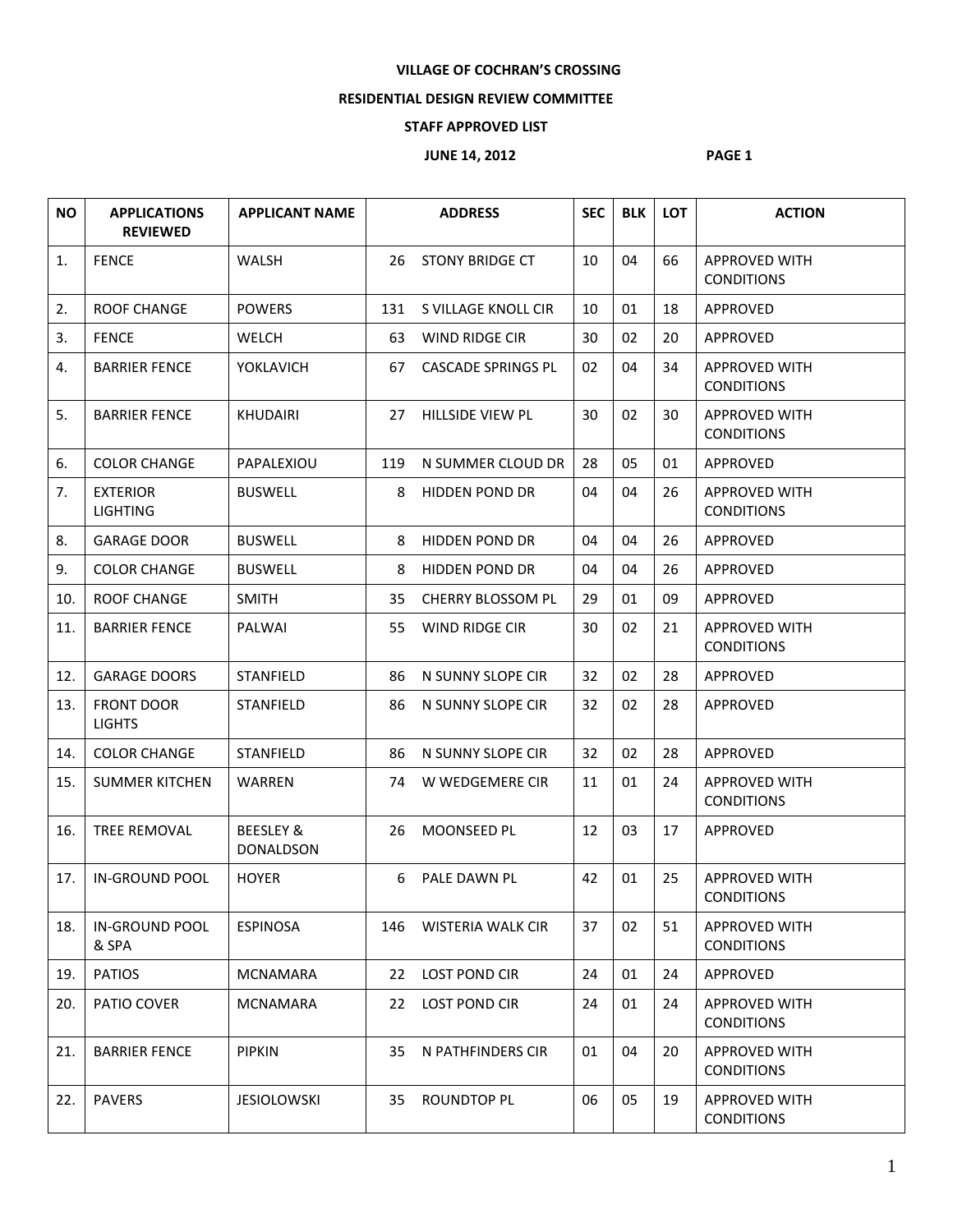**VILLAGE OF COCHRAN'S CROSSING**

**RESIDENTIAL DESIGN REVIEW COMMITTEE**

**STAFF APPROVED LIST**

**JUNE 14, 2012** **PAGE 1**

| NO | APPLICATIONS REVIEWED | APPLICANT NAME | ADDRESS | | SEC | BLK | LOT | ACTION |
|---|---|---|---|---|---|---|---|---|
| 1. | FENCE | WALSH | 26 | STONY BRIDGE CT | 10 | 04 | 66 | APPROVED WITH CONDITIONS |
| 2. | ROOF CHANGE | POWERS | 131 | S VILLAGE KNOLL CIR | 10 | 01 | 18 | APPROVED |
| 3. | FENCE | WELCH | 63 | WIND RIDGE CIR | 30 | 02 | 20 | APPROVED |
| 4. | BARRIER FENCE | YOKLAVICH | 67 | CASCADE SPRINGS PL | 02 | 04 | 34 | APPROVED WITH CONDITIONS |
| 5. | BARRIER FENCE | KHUDAIRI | 27 | HILLSIDE VIEW PL | 30 | 02 | 30 | APPROVED WITH CONDITIONS |
| 6. | COLOR CHANGE | PAPALEXIOU | 119 | N SUMMER CLOUD DR | 28 | 05 | 01 | APPROVED |
| 7. | EXTERIOR LIGHTING | BUSWELL | 8 | HIDDEN POND DR | 04 | 04 | 26 | APPROVED WITH CONDITIONS |
| 8. | GARAGE DOOR | BUSWELL | 8 | HIDDEN POND DR | 04 | 04 | 26 | APPROVED |
| 9. | COLOR CHANGE | BUSWELL | 8 | HIDDEN POND DR | 04 | 04 | 26 | APPROVED |
| 10. | ROOF CHANGE | SMITH | 35 | CHERRY BLOSSOM PL | 29 | 01 | 09 | APPROVED |
| 11. | BARRIER FENCE | PALWAI | 55 | WIND RIDGE CIR | 30 | 02 | 21 | APPROVED WITH CONDITIONS |
| 12. | GARAGE DOORS | STANFIELD | 86 | N SUNNY SLOPE CIR | 32 | 02 | 28 | APPROVED |
| 13. | FRONT DOOR LIGHTS | STANFIELD | 86 | N SUNNY SLOPE CIR | 32 | 02 | 28 | APPROVED |
| 14. | COLOR CHANGE | STANFIELD | 86 | N SUNNY SLOPE CIR | 32 | 02 | 28 | APPROVED |
| 15. | SUMMER KITCHEN | WARREN | 74 | W WEDGEMERE CIR | 11 | 01 | 24 | APPROVED WITH CONDITIONS |
| 16. | TREE REMOVAL | BEESLEY & DONALDSON | 26 | MOONSEED PL | 12 | 03 | 17 | APPROVED |
| 17. | IN-GROUND POOL | HOYER | 6 | PALE DAWN PL | 42 | 01 | 25 | APPROVED WITH CONDITIONS |
| 18. | IN-GROUND POOL & SPA | ESPINOSA | 146 | WISTERIA WALK CIR | 37 | 02 | 51 | APPROVED WITH CONDITIONS |
| 19. | PATIOS | MCNAMARA | 22 | LOST POND CIR | 24 | 01 | 24 | APPROVED |
| 20. | PATIO COVER | MCNAMARA | 22 | LOST POND CIR | 24 | 01 | 24 | APPROVED WITH CONDITIONS |
| 21. | BARRIER FENCE | PIPKIN | 35 | N PATHFINDERS CIR | 01 | 04 | 20 | APPROVED WITH CONDITIONS |
| 22. | PAVERS | JESIOLOWSKI | 35 | ROUNDTOP PL | 06 | 05 | 19 | APPROVED WITH CONDITIONS |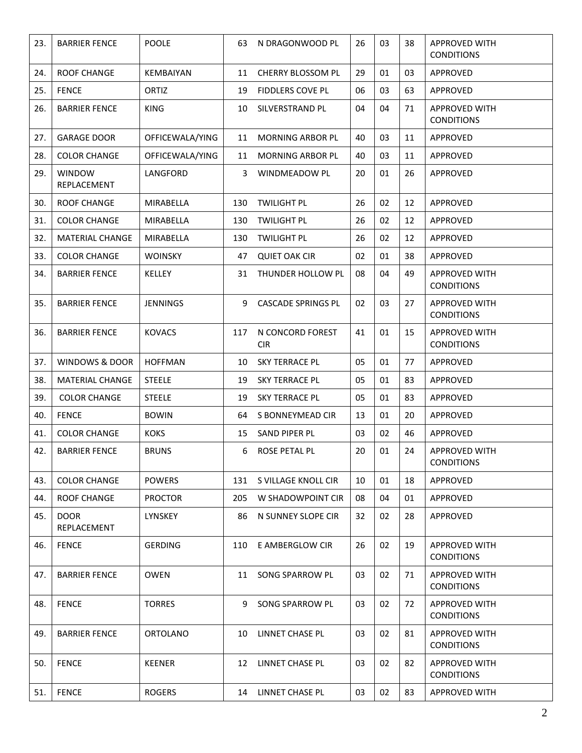| | | | | | | | | |
|---|---|---|---|---|---|---|---|---|
| 23. | BARRIER FENCE | POOLE | 63 | N DRAGONWOOD PL | 26 | 03 | 38 | APPROVED WITH CONDITIONS |
| 24. | ROOF CHANGE | KEMBAIYAN | 11 | CHERRY BLOSSOM PL | 29 | 01 | 03 | APPROVED |
| 25. | FENCE | ORTIZ | 19 | FIDDLERS COVE PL | 06 | 03 | 63 | APPROVED |
| 26. | BARRIER FENCE | KING | 10 | SILVERSTRAND PL | 04 | 04 | 71 | APPROVED WITH CONDITIONS |
| 27. | GARAGE DOOR | OFFICEWALA/YING | 11 | MORNING ARBOR PL | 40 | 03 | 11 | APPROVED |
| 28. | COLOR CHANGE | OFFICEWALA/YING | 11 | MORNING ARBOR PL | 40 | 03 | 11 | APPROVED |
| 29. | WINDOW REPLACEMENT | LANGFORD | 3 | WINDMEADOW PL | 20 | 01 | 26 | APPROVED |
| 30. | ROOF CHANGE | MIRABELLA | 130 | TWILIGHT PL | 26 | 02 | 12 | APPROVED |
| 31. | COLOR CHANGE | MIRABELLA | 130 | TWILIGHT PL | 26 | 02 | 12 | APPROVED |
| 32. | MATERIAL CHANGE | MIRABELLA | 130 | TWILIGHT PL | 26 | 02 | 12 | APPROVED |
| 33. | COLOR CHANGE | WOINSKY | 47 | QUIET OAK CIR | 02 | 01 | 38 | APPROVED |
| 34. | BARRIER FENCE | KELLEY | 31 | THUNDER HOLLOW PL | 08 | 04 | 49 | APPROVED WITH CONDITIONS |
| 35. | BARRIER FENCE | JENNINGS | 9 | CASCADE SPRINGS PL | 02 | 03 | 27 | APPROVED WITH CONDITIONS |
| 36. | BARRIER FENCE | KOVACS | 117 | N CONCORD FOREST CIR | 41 | 01 | 15 | APPROVED WITH CONDITIONS |
| 37. | WINDOWS & DOOR | HOFFMAN | 10 | SKY TERRACE PL | 05 | 01 | 77 | APPROVED |
| 38. | MATERIAL CHANGE | STEELE | 19 | SKY TERRACE PL | 05 | 01 | 83 | APPROVED |
| 39. | COLOR CHANGE | STEELE | 19 | SKY TERRACE PL | 05 | 01 | 83 | APPROVED |
| 40. | FENCE | BOWIN | 64 | S BONNEYMEAD CIR | 13 | 01 | 20 | APPROVED |
| 41. | COLOR CHANGE | KOKS | 15 | SAND PIPER PL | 03 | 02 | 46 | APPROVED |
| 42. | BARRIER FENCE | BRUNS | 6 | ROSE PETAL PL | 20 | 01 | 24 | APPROVED WITH CONDITIONS |
| 43. | COLOR CHANGE | POWERS | 131 | S VILLAGE KNOLL CIR | 10 | 01 | 18 | APPROVED |
| 44. | ROOF CHANGE | PROCTOR | 205 | W SHADOWPOINT CIR | 08 | 04 | 01 | APPROVED |
| 45. | DOOR REPLACEMENT | LYNSKEY | 86 | N SUNNEY SLOPE CIR | 32 | 02 | 28 | APPROVED |
| 46. | FENCE | GERDING | 110 | E AMBERGLOW CIR | 26 | 02 | 19 | APPROVED WITH CONDITIONS |
| 47. | BARRIER FENCE | OWEN | 11 | SONG SPARROW PL | 03 | 02 | 71 | APPROVED WITH CONDITIONS |
| 48. | FENCE | TORRES | 9 | SONG SPARROW PL | 03 | 02 | 72 | APPROVED WITH CONDITIONS |
| 49. | BARRIER FENCE | ORTOLANO | 10 | LINNET CHASE PL | 03 | 02 | 81 | APPROVED WITH CONDITIONS |
| 50. | FENCE | KEENER | 12 | LINNET CHASE PL | 03 | 02 | 82 | APPROVED WITH CONDITIONS |
| 51. | FENCE | ROGERS | 14 | LINNET CHASE PL | 03 | 02 | 83 | APPROVED WITH |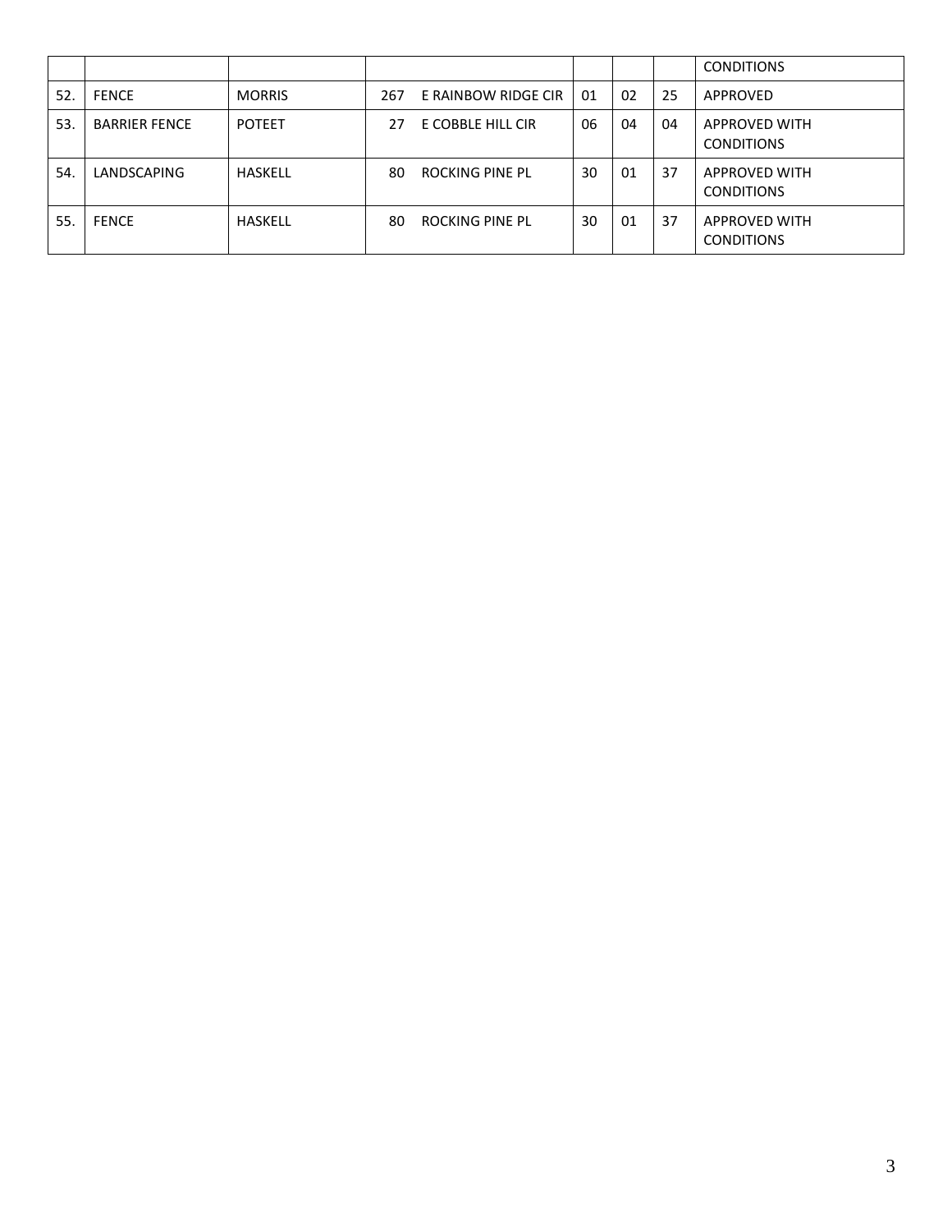| | | | | | | | | |
|---|---|---|---|---|---|---|---|---|
| | | | | | | | | CONDITIONS |
| 52. | FENCE | MORRIS | 267 | E RAINBOW RIDGE CIR | 01 | 02 | 25 | APPROVED |
| 53. | BARRIER FENCE | POTEET | 27 | E COBBLE HILL CIR | 06 | 04 | 04 | APPROVED WITH CONDITIONS |
| 54. | LANDSCAPING | HASKELL | 80 | ROCKING PINE PL | 30 | 01 | 37 | APPROVED WITH CONDITIONS |
| 55. | FENCE | HASKELL | 80 | ROCKING PINE PL | 30 | 01 | 37 | APPROVED WITH CONDITIONS |